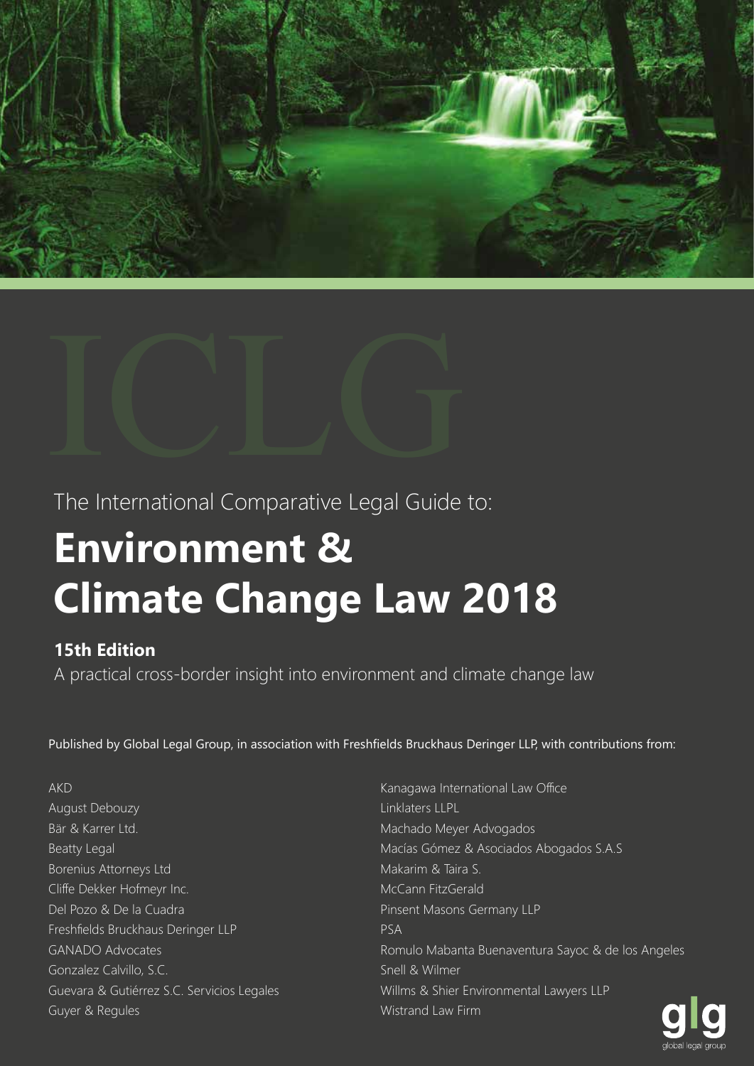ICLG

The International Comparative Legal Guide to:

# Environment & Climate Change Law 2018

**15th Edition**

A practical cross-border insight into environment and climate change law

Published by Global Legal Group, in association with Freshfields Bruckhaus Deringer LLP, with contributions from:

AKD
August Debouzy
Bär & Karrer Ltd.
Beatty Legal
Borenius Attorneys Ltd
Cliffe Dekker Hofmeyr Inc.
Del Pozo & De la Cuadra
Freshfields Bruckhaus Deringer LLP
GANADO Advocates
Gonzalez Calvillo, S.C.
Guevara & Gutiérrez S.C. Servicios Legales
Guyer & Regules
Kanagawa International Law Office
Linklaters LLPL
Machado Meyer Advogados
Macías Gómez & Asociados Abogados S.A.S
Makarim & Taira S.
McCann FitzGerald
Pinsent Masons Germany LLP
PSA
Romulo Mabanta Buenaventura Sayoc & de los Angeles
Snell & Wilmer
Willms & Shier Environmental Lawyers LLP
Wistrand Law Firm

glg
global legal group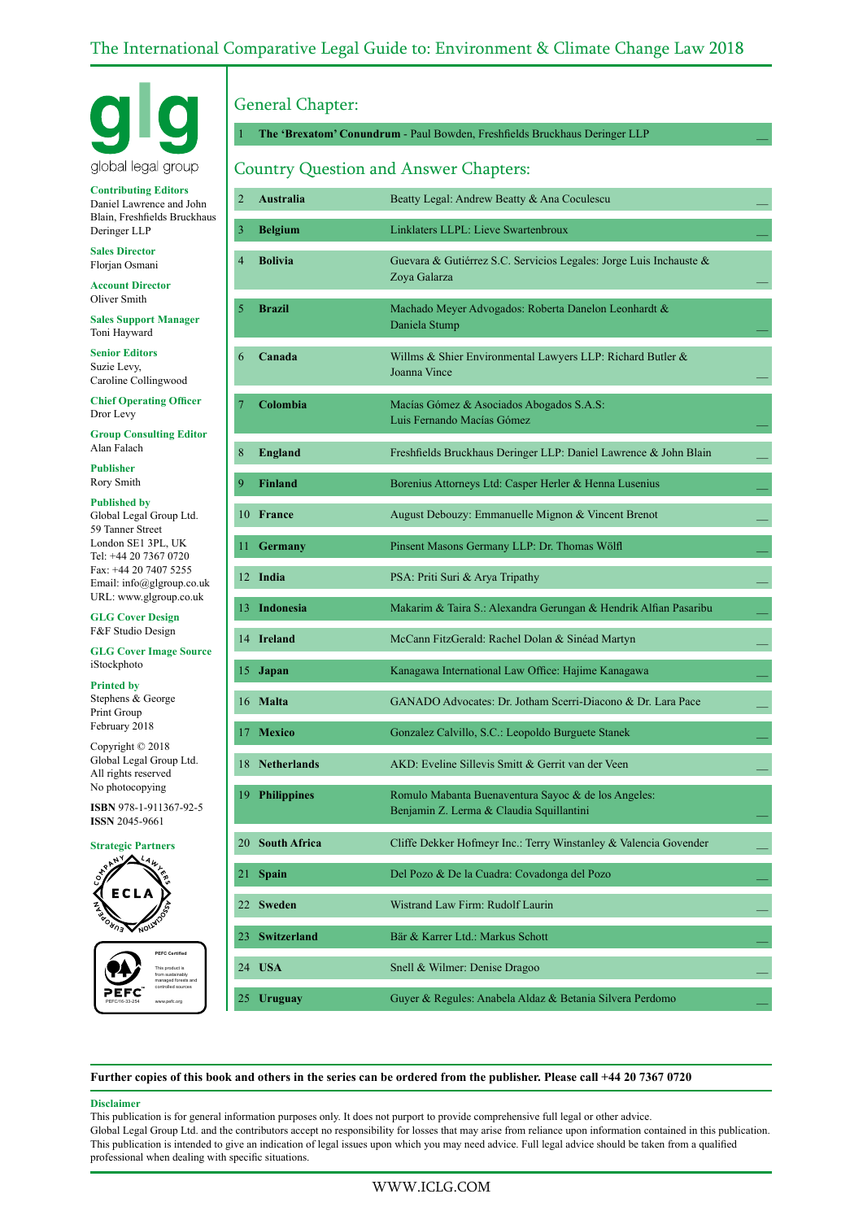# The International Comparative Legal Guide to: Environment & Climate Change Law 2018

glg
global legal group

**Contributing Editors**
Daniel Lawrence and John Blain, Freshfields Bruckhaus Deringer LLP

**Sales Director**
Florjan Osmani

**Account Director**
Oliver Smith

**Sales Support Manager**
Toni Hayward

**Senior Editors**
Suzie Levy,
Caroline Collingwood

**Chief Operating Officer**
Dror Levy

**Group Consulting Editor**
Alan Falach

**Publisher**
Rory Smith

**Published by**
Global Legal Group Ltd.
59 Tanner Street
London SE1 3PL, UK
Tel: +44 20 7367 0720
Fax: +44 20 7407 5255
Email: info@glgroup.co.uk
URL: www.glgroup.co.uk

**GLG Cover Design**
F&F Studio Design

**GLG Cover Image Source**
iStockphoto

**Printed by**
Stephens & George
Print Group
February 2018

Copyright © 2018
Global Legal Group Ltd.
All rights reserved
No photocopying

**ISBN** 978-1-911367-92-5
**ISSN** 2045-9661

**Strategic Partners**

## General Chapter:

| | | |
|---|---|---|
| 1 | **The 'Brexatom' Conundrum** - Paul Bowden, Freshfields Bruckhaus Deringer LLP | |

## Country Question and Answer Chapters:

| | | | |
|---|---|---|---|
| 2 | **Australia** | Beatty Legal: Andrew Beatty & Ana Coculescu | |
| 3 | **Belgium** | Linklaters LLPL: Lieve Swartenbroux | |
| 4 | **Bolivia** | Guevara & Gutiérrez S.C. Servicios Legales: Jorge Luis Inchauste & Zoya Galarza | |
| 5 | **Brazil** | Machado Meyer Advogados: Roberta Danelon Leonhardt & Daniela Stump | |
| 6 | **Canada** | Willms & Shier Environmental Lawyers LLP: Richard Butler & Joanna Vince | |
| 7 | **Colombia** | Macías Gómez & Asociados Abogados S.A.S: Luis Fernando Macías Gómez | |
| 8 | **England** | Freshfields Bruckhaus Deringer LLP: Daniel Lawrence & John Blain | |
| 9 | **Finland** | Borenius Attorneys Ltd: Casper Herler & Henna Lusenius | |
| 10 | **France** | August Debouzy: Emmanuelle Mignon & Vincent Brenot | |
| 11 | **Germany** | Pinsent Masons Germany LLP: Dr. Thomas Wölfl | |
| 12 | **India** | PSA: Priti Suri & Arya Tripathy | |
| 13 | **Indonesia** | Makarim & Taira S.: Alexandra Gerungan & Hendrik Alfian Pasaribu | |
| 14 | **Ireland** | McCann FitzGerald: Rachel Dolan & Sinéad Martyn | |
| 15 | **Japan** | Kanagawa International Law Office: Hajime Kanagawa | |
| 16 | **Malta** | GANADO Advocates: Dr. Jotham Scerri-Diacono & Dr. Lara Pace | |
| 17 | **Mexico** | Gonzalez Calvillo, S.C.: Leopoldo Burguete Stanek | |
| 18 | **Netherlands** | AKD: Eveline Sillevis Smitt & Gerrit van der Veen | |
| 19 | **Philippines** | Romulo Mabanta Buenaventura Sayoc & de los Angeles: Benjamin Z. Lerma & Claudia Squillantini | |
| 20 | **South Africa** | Cliffe Dekker Hofmeyr Inc.: Terry Winstanley & Valencia Govender | |
| 21 | **Spain** | Del Pozo & De la Cuadra: Covadonga del Pozo | |
| 22 | **Sweden** | Wistrand Law Firm: Rudolf Laurin | |
| 23 | **Switzerland** | Bär & Karrer Ltd.: Markus Schott | |
| 24 | **USA** | Snell & Wilmer: Denise Dragoo | |
| 25 | **Uruguay** | Guyer & Regules: Anabela Aldaz & Betania Silvera Perdomo | |

**Further copies of this book and others in the series can be ordered from the publisher. Please call +44 20 7367 0720**

**Disclaimer**
This publication is for general information purposes only. It does not purport to provide comprehensive full legal or other advice.
Global Legal Group Ltd. and the contributors accept no responsibility for losses that may arise from reliance upon information contained in this publication.
This publication is intended to give an indication of legal issues upon which you may need advice. Full legal advice should be taken from a qualified professional when dealing with specific situations.

WWW.ICLG.COM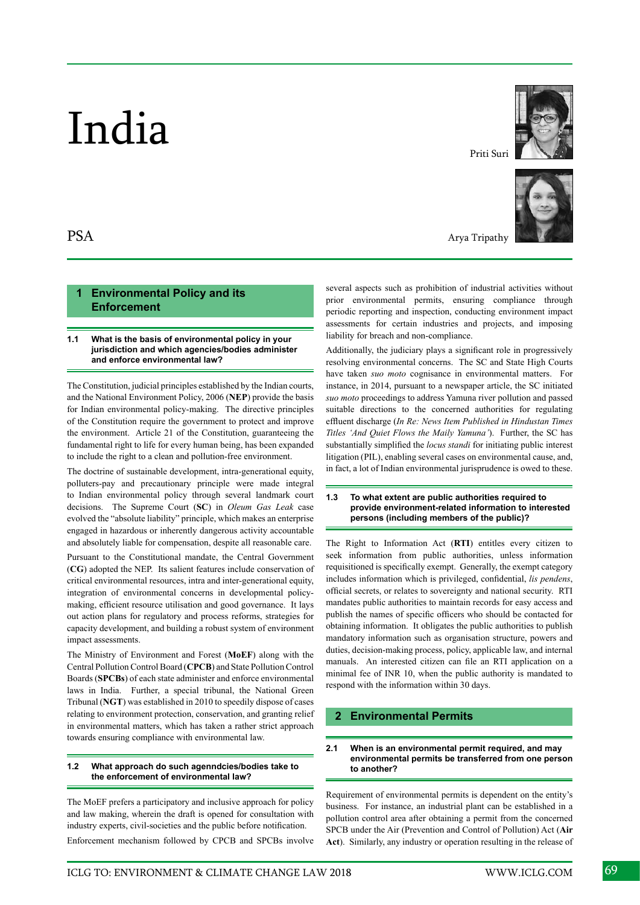# India

Priti Suri

Arya Tripathy

PSA

## 1 Environmental Policy and its Enforcement

### 1.1 What is the basis of environmental policy in your jurisdiction and which agencies/bodies administer and enforce environmental law?

The Constitution, judicial principles established by the Indian courts, and the National Environment Policy, 2006 (**NEP**) provide the basis for Indian environmental policy-making. The directive principles of the Constitution require the government to protect and improve the environment. Article 21 of the Constitution, guaranteeing the fundamental right to life for every human being, has been expanded to include the right to a clean and pollution-free environment.

The doctrine of sustainable development, intra-generational equity, polluters-pay and precautionary principle were made integral to Indian environmental policy through several landmark court decisions. The Supreme Court (**SC**) in *Oleum Gas Leak* case evolved the "absolute liability" principle, which makes an enterprise engaged in hazardous or inherently dangerous activity accountable and absolutely liable for compensation, despite all reasonable care.

Pursuant to the Constitutional mandate, the Central Government (**CG**) adopted the NEP. Its salient features include conservation of critical environmental resources, intra and inter-generational equity, integration of environmental concerns in developmental policy-making, efficient resource utilisation and good governance. It lays out action plans for regulatory and process reforms, strategies for capacity development, and building a robust system of environment impact assessments.

The Ministry of Environment and Forest (**MoEF**) along with the Central Pollution Control Board (**CPCB**) and State Pollution Control Boards (**SPCBs**) of each state administer and enforce environmental laws in India. Further, a special tribunal, the National Green Tribunal (**NGT**) was established in 2010 to speedily dispose of cases relating to environment protection, conservation, and granting relief in environmental matters, which has taken a rather strict approach towards ensuring compliance with environmental law.

### 1.2 What approach do such agenndcies/bodies take to the enforcement of environmental law?

The MoEF prefers a participatory and inclusive approach for policy and law making, wherein the draft is opened for consultation with industry experts, civil-societies and the public before notification.

Enforcement mechanism followed by CPCB and SPCBs involve several aspects such as prohibition of industrial activities without prior environmental permits, ensuring compliance through periodic reporting and inspection, conducting environment impact assessments for certain industries and projects, and imposing liability for breach and non-compliance.

Additionally, the judiciary plays a significant role in progressively resolving environmental concerns. The SC and State High Courts have taken *suo moto* cognisance in environmental matters. For instance, in 2014, pursuant to a newspaper article, the SC initiated *suo moto* proceedings to address Yamuna river pollution and passed suitable directions to the concerned authorities for regulating effluent discharge (*In Re: News Item Published in Hindustan Times Titles 'And Quiet Flows the Maily Yamuna'*). Further, the SC has substantially simplified the *locus standi* for initiating public interest litigation (PIL), enabling several cases on environmental cause, and, in fact, a lot of Indian environmental jurisprudence is owed to these.

### 1.3 To what extent are public authorities required to provide environment-related information to interested persons (including members of the public)?

The Right to Information Act (**RTI**) entitles every citizen to seek information from public authorities, unless information requisitioned is specifically exempt. Generally, the exempt category includes information which is privileged, confidential, *lis pendens*, official secrets, or relates to sovereignty and national security. RTI mandates public authorities to maintain records for easy access and publish the names of specific officers who should be contacted for obtaining information. It obligates the public authorities to publish mandatory information such as organisation structure, powers and duties, decision-making process, policy, applicable law, and internal manuals. An interested citizen can file an RTI application on a minimal fee of INR 10, when the public authority is mandated to respond with the information within 30 days.

## 2 Environmental Permits

### 2.1 When is an environmental permit required, and may environmental permits be transferred from one person to another?

Requirement of environmental permits is dependent on the entity's business. For instance, an industrial plant can be established in a pollution control area after obtaining a permit from the concerned SPCB under the Air (Prevention and Control of Pollution) Act (**Air Act**). Similarly, any industry or operation resulting in the release of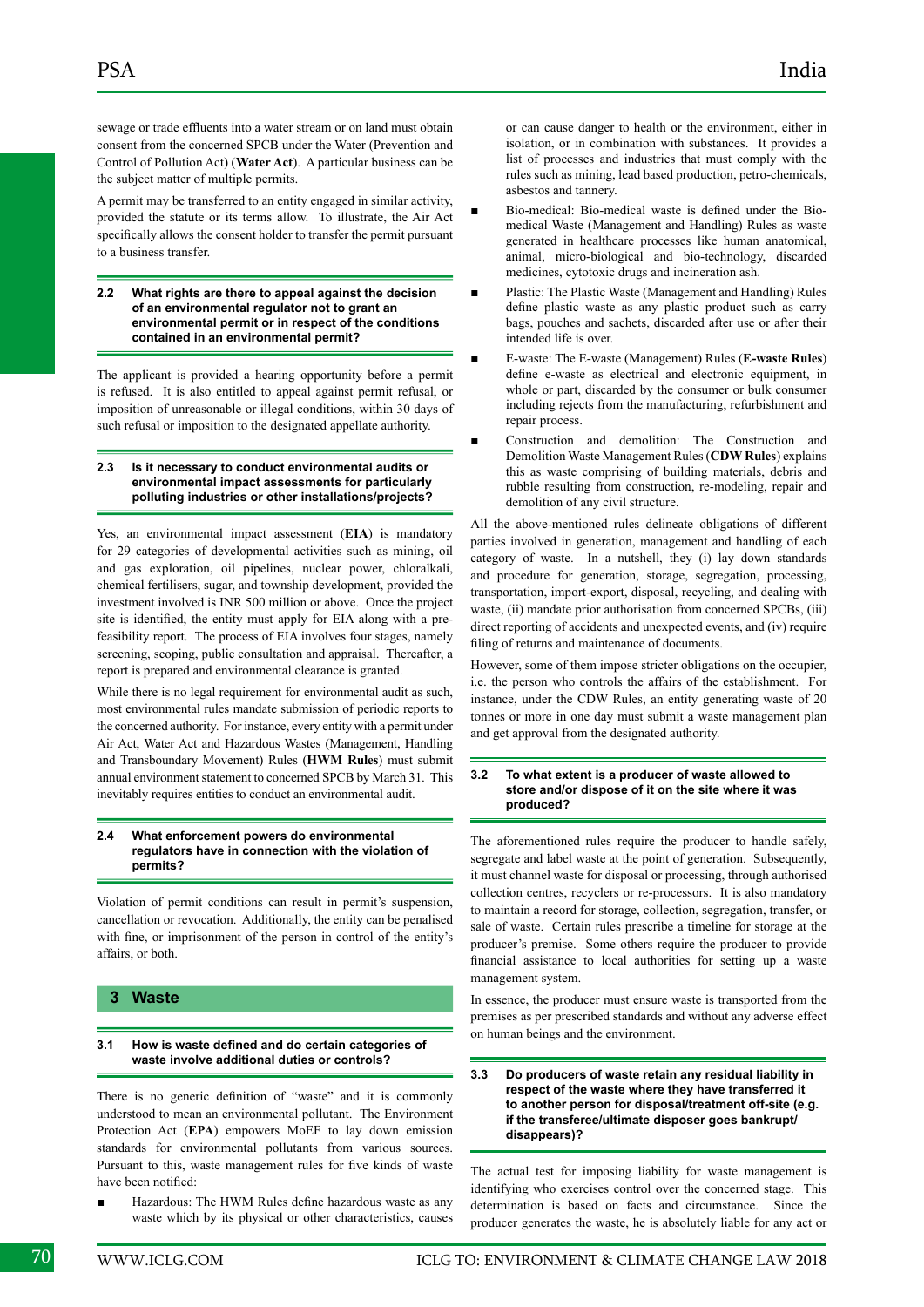sewage or trade effluents into a water stream or on land must obtain consent from the concerned SPCB under the Water (Prevention and Control of Pollution Act) (**Water Act**). A particular business can be the subject matter of multiple permits.

A permit may be transferred to an entity engaged in similar activity, provided the statute or its terms allow. To illustrate, the Air Act specifically allows the consent holder to transfer the permit pursuant to a business transfer.

### 2.2 What rights are there to appeal against the decision of an environmental regulator not to grant an environmental permit or in respect of the conditions contained in an environmental permit?

The applicant is provided a hearing opportunity before a permit is refused. It is also entitled to appeal against permit refusal, or imposition of unreasonable or illegal conditions, within 30 days of such refusal or imposition to the designated appellate authority.

### 2.3 Is it necessary to conduct environmental audits or environmental impact assessments for particularly polluting industries or other installations/projects?

Yes, an environmental impact assessment (**EIA**) is mandatory for 29 categories of developmental activities such as mining, oil and gas exploration, oil pipelines, nuclear power, chloralkali, chemical fertilisers, sugar, and township development, provided the investment involved is INR 500 million or above. Once the project site is identified, the entity must apply for EIA along with a pre-feasibility report. The process of EIA involves four stages, namely screening, scoping, public consultation and appraisal. Thereafter, a report is prepared and environmental clearance is granted.

While there is no legal requirement for environmental audit as such, most environmental rules mandate submission of periodic reports to the concerned authority. For instance, every entity with a permit under Air Act, Water Act and Hazardous Wastes (Management, Handling and Transboundary Movement) Rules (**HWM Rules**) must submit annual environment statement to concerned SPCB by March 31. This inevitably requires entities to conduct an environmental audit.

### 2.4 What enforcement powers do environmental regulators have in connection with the violation of permits?

Violation of permit conditions can result in permit's suspension, cancellation or revocation. Additionally, the entity can be penalised with fine, or imprisonment of the person in control of the entity's affairs, or both.

## 3 Waste

### 3.1 How is waste defined and do certain categories of waste involve additional duties or controls?

There is no generic definition of "waste" and it is commonly understood to mean an environmental pollutant. The Environment Protection Act (**EPA**) empowers MoEF to lay down emission standards for environmental pollutants from various sources. Pursuant to this, waste management rules for five kinds of waste have been notified:

- Hazardous: The HWM Rules define hazardous waste as any waste which by its physical or other characteristics, causes or can cause danger to health or the environment, either in isolation, or in combination with substances. It provides a list of processes and industries that must comply with the rules such as mining, lead based production, petro-chemicals, asbestos and tannery.
- Bio-medical: Bio-medical waste is defined under the Bio-medical Waste (Management and Handling) Rules as waste generated in healthcare processes like human anatomical, animal, micro-biological and bio-technology, discarded medicines, cytotoxic drugs and incineration ash.
- Plastic: The Plastic Waste (Management and Handling) Rules define plastic waste as any plastic product such as carry bags, pouches and sachets, discarded after use or after their intended life is over.
- E-waste: The E-waste (Management) Rules (**E-waste Rules**) define e-waste as electrical and electronic equipment, in whole or part, discarded by the consumer or bulk consumer including rejects from the manufacturing, refurbishment and repair process.
- Construction and demolition: The Construction and Demolition Waste Management Rules (**CDW Rules**) explains this as waste comprising of building materials, debris and rubble resulting from construction, re-modeling, repair and demolition of any civil structure.

All the above-mentioned rules delineate obligations of different parties involved in generation, management and handling of each category of waste. In a nutshell, they (i) lay down standards and procedure for generation, storage, segregation, processing, transportation, import-export, disposal, recycling, and dealing with waste, (ii) mandate prior authorisation from concerned SPCBs, (iii) direct reporting of accidents and unexpected events, and (iv) require filing of returns and maintenance of documents.

However, some of them impose stricter obligations on the occupier, i.e. the person who controls the affairs of the establishment. For instance, under the CDW Rules, an entity generating waste of 20 tonnes or more in one day must submit a waste management plan and get approval from the designated authority.

### 3.2 To what extent is a producer of waste allowed to store and/or dispose of it on the site where it was produced?

The aforementioned rules require the producer to handle safely, segregate and label waste at the point of generation. Subsequently, it must channel waste for disposal or processing, through authorised collection centres, recyclers or re-processors. It is also mandatory to maintain a record for storage, collection, segregation, transfer, or sale of waste. Certain rules prescribe a timeline for storage at the producer's premise. Some others require the producer to provide financial assistance to local authorities for setting up a waste management system.

In essence, the producer must ensure waste is transported from the premises as per prescribed standards and without any adverse effect on human beings and the environment.

### 3.3 Do producers of waste retain any residual liability in respect of the waste where they have transferred it to another person for disposal/treatment off-site (e.g. if the transferee/ultimate disposer goes bankrupt/disappears)?

The actual test for imposing liability for waste management is identifying who exercises control over the concerned stage. This determination is based on facts and circumstance. Since the producer generates the waste, he is absolutely liable for any act or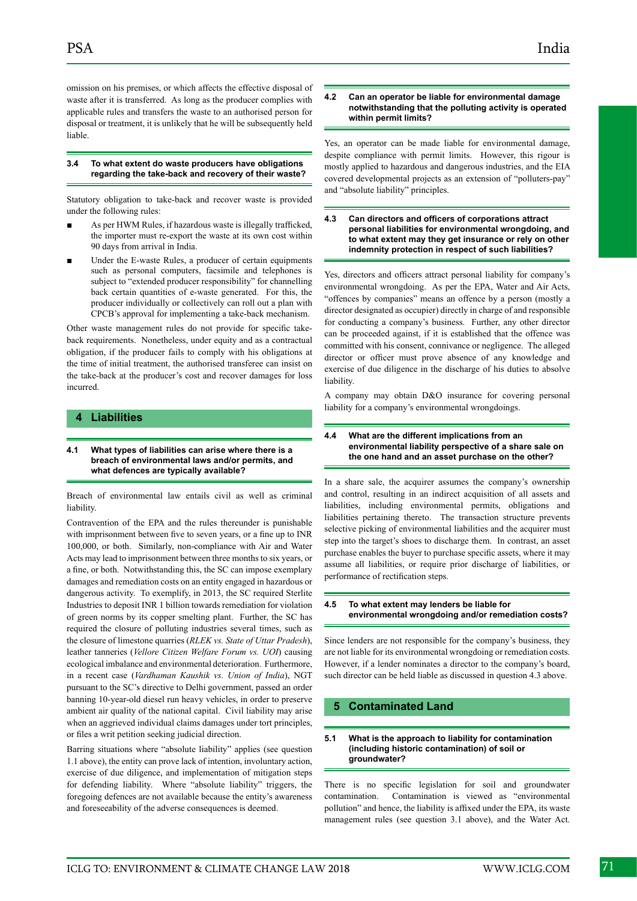omission on his premises, or which affects the effective disposal of waste after it is transferred. As long as the producer complies with applicable rules and transfers the waste to an authorised person for disposal or treatment, it is unlikely that he will be subsequently held liable.

### 3.4 To what extent do waste producers have obligations regarding the take-back and recovery of their waste?

Statutory obligation to take-back and recover waste is provided under the following rules:

- As per HWM Rules, if hazardous waste is illegally trafficked, the importer must re-export the waste at its own cost within 90 days from arrival in India.
- Under the E-waste Rules, a producer of certain equipments such as personal computers, facsimile and telephones is subject to "extended producer responsibility" for channelling back certain quantities of e-waste generated. For this, the producer individually or collectively can roll out a plan with CPCB's approval for implementing a take-back mechanism.

Other waste management rules do not provide for specific take-back requirements. Nonetheless, under equity and as a contractual obligation, if the producer fails to comply with his obligations at the time of initial treatment, the authorised transferee can insist on the take-back at the producer's cost and recover damages for loss incurred.

## 4 Liabilities

### 4.1 What types of liabilities can arise where there is a breach of environmental laws and/or permits, and what defences are typically available?

Breach of environmental law entails civil as well as criminal liability.

Contravention of the EPA and the rules thereunder is punishable with imprisonment between five to seven years, or a fine up to INR 100,000, or both. Similarly, non-compliance with Air and Water Acts may lead to imprisonment between three months to six years, or a fine, or both. Notwithstanding this, the SC can impose exemplary damages and remediation costs on an entity engaged in hazardous or dangerous activity. To exemplify, in 2013, the SC required Sterlite Industries to deposit INR 1 billion towards remediation for violation of green norms by its copper smelting plant. Further, the SC has required the closure of polluting industries several times, such as the closure of limestone quarries (*RLEK vs. State of Uttar Pradesh*), leather tanneries (*Vellore Citizen Welfare Forum vs. UOI*) causing ecological imbalance and environmental deterioration. Furthermore, in a recent case (*Vardhaman Kaushik vs. Union of India*), NGT pursuant to the SC's directive to Delhi government, passed an order banning 10-year-old diesel run heavy vehicles, in order to preserve ambient air quality of the national capital. Civil liability may arise when an aggrieved individual claims damages under tort principles, or files a writ petition seeking judicial direction.

Barring situations where "absolute liability" applies (see question 1.1 above), the entity can prove lack of intention, involuntary action, exercise of due diligence, and implementation of mitigation steps for defending liability. Where "absolute liability" triggers, the foregoing defences are not available because the entity's awareness and foreseeability of the adverse consequences is deemed.

### 4.2 Can an operator be liable for environmental damage notwithstanding that the polluting activity is operated within permit limits?

Yes, an operator can be made liable for environmental damage, despite compliance with permit limits. However, this rigour is mostly applied to hazardous and dangerous industries, and the EIA covered developmental projects as an extension of "polluters-pay" and "absolute liability" principles.

### 4.3 Can directors and officers of corporations attract personal liabilities for environmental wrongdoing, and to what extent may they get insurance or rely on other indemnity protection in respect of such liabilities?

Yes, directors and officers attract personal liability for company's environmental wrongdoing. As per the EPA, Water and Air Acts, "offences by companies" means an offence by a person (mostly a director designated as occupier) directly in charge of and responsible for conducting a company's business. Further, any other director can be proceeded against, if it is established that the offence was committed with his consent, connivance or negligence. The alleged director or officer must prove absence of any knowledge and exercise of due diligence in the discharge of his duties to absolve liability.

A company may obtain D&O insurance for covering personal liability for a company's environmental wrongdoings.

### 4.4 What are the different implications from an environmental liability perspective of a share sale on the one hand and an asset purchase on the other?

In a share sale, the acquirer assumes the company's ownership and control, resulting in an indirect acquisition of all assets and liabilities, including environmental permits, obligations and liabilities pertaining thereto. The transaction structure prevents selective picking of environmental liabilities and the acquirer must step into the target's shoes to discharge them. In contrast, an asset purchase enables the buyer to purchase specific assets, where it may assume all liabilities, or require prior discharge of liabilities, or performance of rectification steps.

### 4.5 To what extent may lenders be liable for environmental wrongdoing and/or remediation costs?

Since lenders are not responsible for the company's business, they are not liable for its environmental wrongdoing or remediation costs. However, if a lender nominates a director to the company's board, such director can be held liable as discussed in question 4.3 above.

## 5 Contaminated Land

### 5.1 What is the approach to liability for contamination (including historic contamination) of soil or groundwater?

There is no specific legislation for soil and groundwater contamination. Contamination is viewed as "environmental pollution" and hence, the liability is affixed under the EPA, its waste management rules (see question 3.1 above), and the Water Act.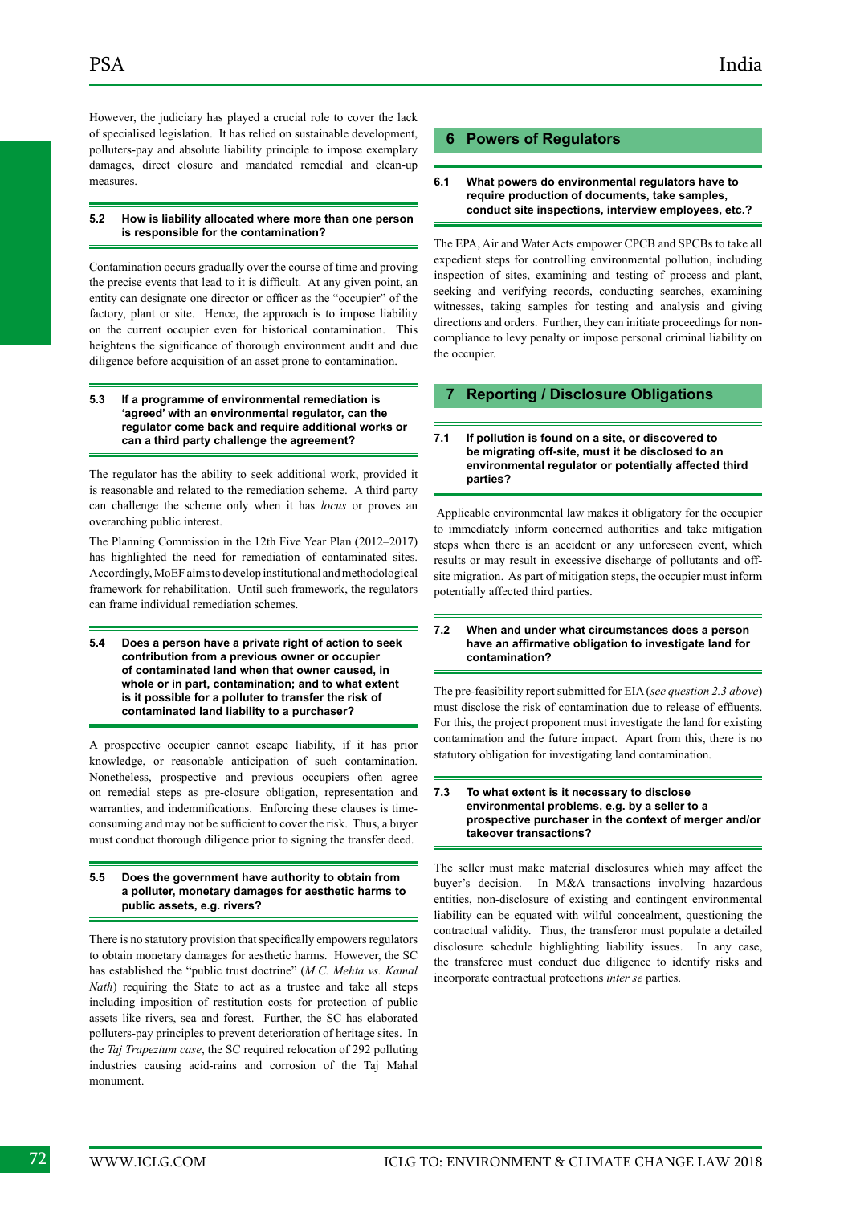However, the judiciary has played a crucial role to cover the lack of specialised legislation. It has relied on sustainable development, polluters-pay and absolute liability principle to impose exemplary damages, direct closure and mandated remedial and clean-up measures.

### 5.2 How is liability allocated where more than one person is responsible for the contamination?

Contamination occurs gradually over the course of time and proving the precise events that lead to it is difficult. At any given point, an entity can designate one director or officer as the "occupier" of the factory, plant or site. Hence, the approach is to impose liability on the current occupier even for historical contamination. This heightens the significance of thorough environment audit and due diligence before acquisition of an asset prone to contamination.

### 5.3 If a programme of environmental remediation is 'agreed' with an environmental regulator, can the regulator come back and require additional works or can a third party challenge the agreement?

The regulator has the ability to seek additional work, provided it is reasonable and related to the remediation scheme. A third party can challenge the scheme only when it has *locus* or proves an overarching public interest.

The Planning Commission in the 12th Five Year Plan (2012–2017) has highlighted the need for remediation of contaminated sites. Accordingly, MoEF aims to develop institutional and methodological framework for rehabilitation. Until such framework, the regulators can frame individual remediation schemes.

### 5.4 Does a person have a private right of action to seek contribution from a previous owner or occupier of contaminated land when that owner caused, in whole or in part, contamination; and to what extent is it possible for a polluter to transfer the risk of contaminated land liability to a purchaser?

A prospective occupier cannot escape liability, if it has prior knowledge, or reasonable anticipation of such contamination. Nonetheless, prospective and previous occupiers often agree on remedial steps as pre-closure obligation, representation and warranties, and indemnifications. Enforcing these clauses is time-consuming and may not be sufficient to cover the risk. Thus, a buyer must conduct thorough diligence prior to signing the transfer deed.

### 5.5 Does the government have authority to obtain from a polluter, monetary damages for aesthetic harms to public assets, e.g. rivers?

There is no statutory provision that specifically empowers regulators to obtain monetary damages for aesthetic harms. However, the SC has established the "public trust doctrine" (*M.C. Mehta vs. Kamal Nath*) requiring the State to act as a trustee and take all steps including imposition of restitution costs for protection of public assets like rivers, sea and forest. Further, the SC has elaborated polluters-pay principles to prevent deterioration of heritage sites. In the *Taj Trapezium case*, the SC required relocation of 292 polluting industries causing acid-rains and corrosion of the Taj Mahal monument.

## 6 Powers of Regulators

### 6.1 What powers do environmental regulators have to require production of documents, take samples, conduct site inspections, interview employees, etc.?

The EPA, Air and Water Acts empower CPCB and SPCBs to take all expedient steps for controlling environmental pollution, including inspection of sites, examining and testing of process and plant, seeking and verifying records, conducting searches, examining witnesses, taking samples for testing and analysis and giving directions and orders. Further, they can initiate proceedings for non-compliance to levy penalty or impose personal criminal liability on the occupier.

## 7 Reporting / Disclosure Obligations

### 7.1 If pollution is found on a site, or discovered to be migrating off-site, must it be disclosed to an environmental regulator or potentially affected third parties?

Applicable environmental law makes it obligatory for the occupier to immediately inform concerned authorities and take mitigation steps when there is an accident or any unforeseen event, which results or may result in excessive discharge of pollutants and off-site migration. As part of mitigation steps, the occupier must inform potentially affected third parties.

### 7.2 When and under what circumstances does a person have an affirmative obligation to investigate land for contamination?

The pre-feasibility report submitted for EIA (*see question 2.3 above*) must disclose the risk of contamination due to release of effluents. For this, the project proponent must investigate the land for existing contamination and the future impact. Apart from this, there is no statutory obligation for investigating land contamination.

### 7.3 To what extent is it necessary to disclose environmental problems, e.g. by a seller to a prospective purchaser in the context of merger and/or takeover transactions?

The seller must make material disclosures which may affect the buyer's decision. In M&A transactions involving hazardous entities, non-disclosure of existing and contingent environmental liability can be equated with wilful concealment, questioning the contractual validity. Thus, the transferor must populate a detailed disclosure schedule highlighting liability issues. In any case, the transferee must conduct due diligence to identify risks and incorporate contractual protections *inter se* parties.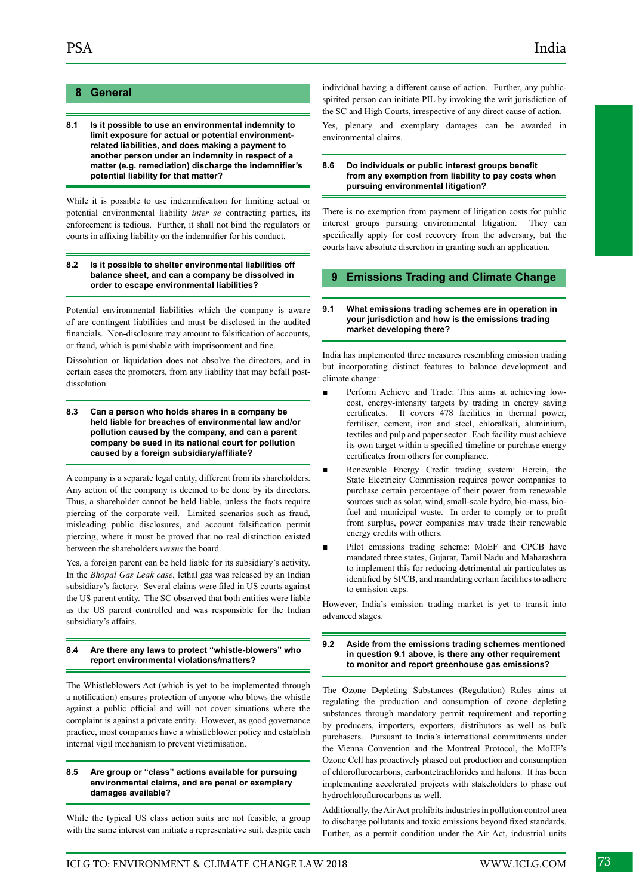## 8 General

**8.1 Is it possible to use an environmental indemnity to limit exposure for actual or potential environment-related liabilities, and does making a payment to another person under an indemnity in respect of a matter (e.g. remediation) discharge the indemnifier's potential liability for that matter?**

While it is possible to use indemnification for limiting actual or potential environmental liability *inter se* contracting parties, its enforcement is tedious. Further, it shall not bind the regulators or courts in affixing liability on the indemnifier for his conduct.

**8.2 Is it possible to shelter environmental liabilities off balance sheet, and can a company be dissolved in order to escape environmental liabilities?**

Potential environmental liabilities which the company is aware of are contingent liabilities and must be disclosed in the audited financials. Non-disclosure may amount to falsification of accounts, or fraud, which is punishable with imprisonment and fine.

Dissolution or liquidation does not absolve the directors, and in certain cases the promoters, from any liability that may befall post-dissolution.

**8.3 Can a person who holds shares in a company be held liable for breaches of environmental law and/or pollution caused by the company, and can a parent company be sued in its national court for pollution caused by a foreign subsidiary/affiliate?**

A company is a separate legal entity, different from its shareholders. Any action of the company is deemed to be done by its directors. Thus, a shareholder cannot be held liable, unless the facts require piercing of the corporate veil. Limited scenarios such as fraud, misleading public disclosures, and account falsification permit piercing, where it must be proved that no real distinction existed between the shareholders *versus* the board.

Yes, a foreign parent can be held liable for its subsidiary's activity. In the *Bhopal Gas Leak case*, lethal gas was released by an Indian subsidiary's factory. Several claims were filed in US courts against the US parent entity. The SC observed that both entities were liable as the US parent controlled and was responsible for the Indian subsidiary's affairs.

**8.4 Are there any laws to protect "whistle-blowers" who report environmental violations/matters?**

The Whistleblowers Act (which is yet to be implemented through a notification) ensures protection of anyone who blows the whistle against a public official and will not cover situations where the complaint is against a private entity. However, as good governance practice, most companies have a whistleblower policy and establish internal vigil mechanism to prevent victimisation.

**8.5 Are group or "class" actions available for pursuing environmental claims, and are penal or exemplary damages available?**

While the typical US class action suits are not feasible, a group with the same interest can initiate a representative suit, despite each individual having a different cause of action. Further, any public-spirited person can initiate PIL by invoking the writ jurisdiction of the SC and High Courts, irrespective of any direct cause of action.

Yes, plenary and exemplary damages can be awarded in environmental claims.

**8.6 Do individuals or public interest groups benefit from any exemption from liability to pay costs when pursuing environmental litigation?**

There is no exemption from payment of litigation costs for public interest groups pursuing environmental litigation. They can specifically apply for cost recovery from the adversary, but the courts have absolute discretion in granting such an application.

## 9 Emissions Trading and Climate Change

**9.1 What emissions trading schemes are in operation in your jurisdiction and how is the emissions trading market developing there?**

India has implemented three measures resembling emission trading but incorporating distinct features to balance development and climate change:

- Perform Achieve and Trade: This aims at achieving low-cost, energy-intensity targets by trading in energy saving certificates. It covers 478 facilities in thermal power, fertiliser, cement, iron and steel, chloralkali, aluminium, textiles and pulp and paper sector. Each facility must achieve its own target within a specified timeline or purchase energy certificates from others for compliance.
- Renewable Energy Credit trading system: Herein, the State Electricity Commission requires power companies to purchase certain percentage of their power from renewable sources such as solar, wind, small-scale hydro, bio-mass, bio-fuel and municipal waste. In order to comply or to profit from surplus, power companies may trade their renewable energy credits with others.
- Pilot emissions trading scheme: MoEF and CPCB have mandated three states, Gujarat, Tamil Nadu and Maharashtra to implement this for reducing detrimental air particulates as identified by SPCB, and mandating certain facilities to adhere to emission caps.

However, India's emission trading market is yet to transit into advanced stages.

**9.2 Aside from the emissions trading schemes mentioned in question 9.1 above, is there any other requirement to monitor and report greenhouse gas emissions?**

The Ozone Depleting Substances (Regulation) Rules aims at regulating the production and consumption of ozone depleting substances through mandatory permit requirement and reporting by producers, importers, exporters, distributors as well as bulk purchasers. Pursuant to India's international commitments under the Vienna Convention and the Montreal Protocol, the MoEF's Ozone Cell has proactively phased out production and consumption of chloroflurocarbons, carbontetrachlorides and halons. It has been implementing accelerated projects with stakeholders to phase out hydrochloroflurocarbons as well.

Additionally, the Air Act prohibits industries in pollution control area to discharge pollutants and toxic emissions beyond fixed standards. Further, as a permit condition under the Air Act, industrial units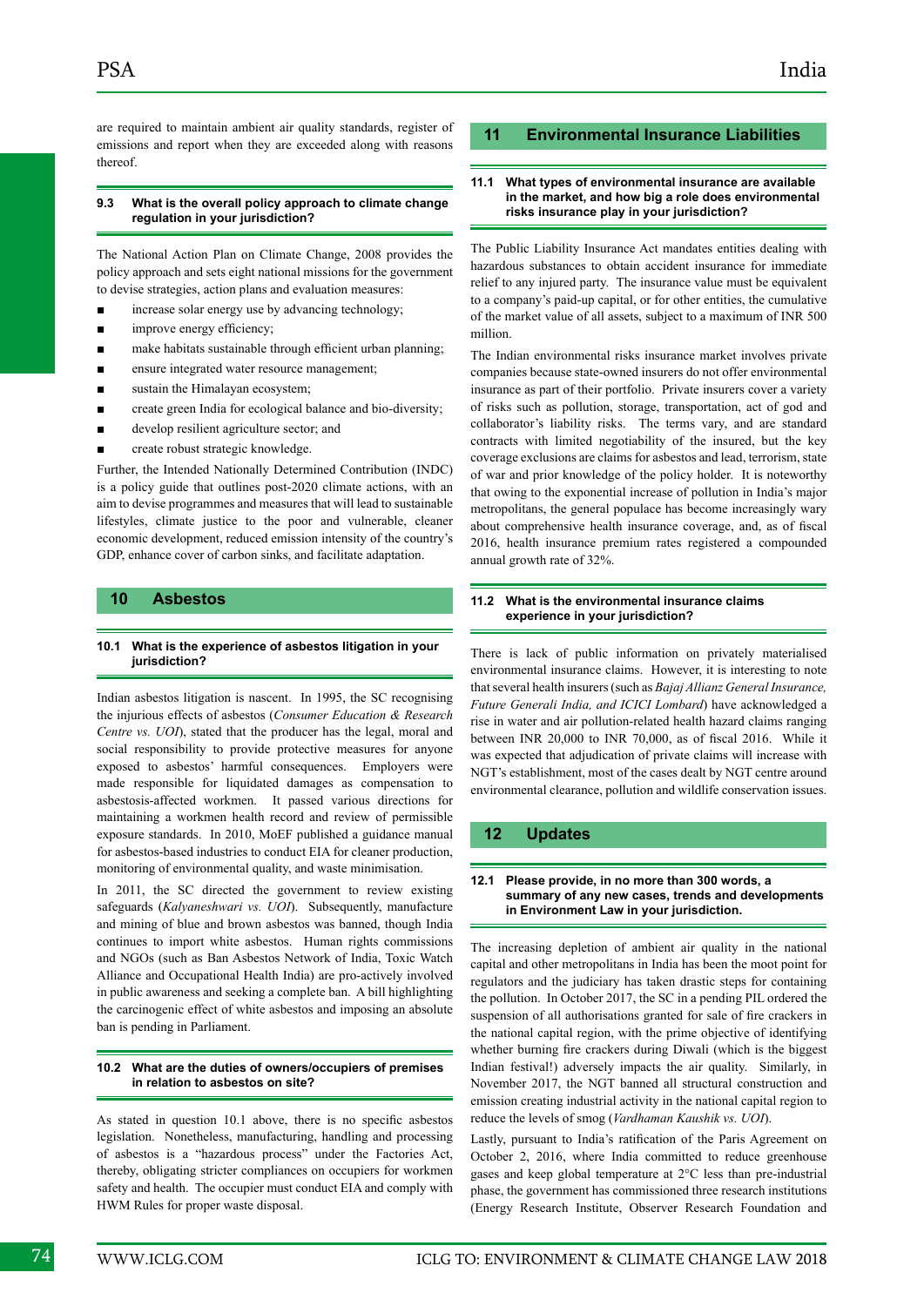are required to maintain ambient air quality standards, register of emissions and report when they are exceeded along with reasons thereof.

### 9.3 What is the overall policy approach to climate change regulation in your jurisdiction?

The National Action Plan on Climate Change, 2008 provides the policy approach and sets eight national missions for the government to devise strategies, action plans and evaluation measures:

- increase solar energy use by advancing technology;
- improve energy efficiency;
- make habitats sustainable through efficient urban planning;
- ensure integrated water resource management;
- sustain the Himalayan ecosystem;
- create green India for ecological balance and bio-diversity;
- develop resilient agriculture sector; and
- create robust strategic knowledge.

Further, the Intended Nationally Determined Contribution (INDC) is a policy guide that outlines post-2020 climate actions, with an aim to devise programmes and measures that will lead to sustainable lifestyles, climate justice to the poor and vulnerable, cleaner economic development, reduced emission intensity of the country's GDP, enhance cover of carbon sinks, and facilitate adaptation.

## 10 Asbestos

### 10.1 What is the experience of asbestos litigation in your jurisdiction?

Indian asbestos litigation is nascent. In 1995, the SC recognising the injurious effects of asbestos (*Consumer Education & Research Centre vs. UOI*), stated that the producer has the legal, moral and social responsibility to provide protective measures for anyone exposed to asbestos' harmful consequences. Employers were made responsible for liquidated damages as compensation to asbestosis-affected workmen. It passed various directions for maintaining a workmen health record and review of permissible exposure standards. In 2010, MoEF published a guidance manual for asbestos-based industries to conduct EIA for cleaner production, monitoring of environmental quality, and waste minimisation.

In 2011, the SC directed the government to review existing safeguards (*Kalyaneshwari vs. UOI*). Subsequently, manufacture and mining of blue and brown asbestos was banned, though India continues to import white asbestos. Human rights commissions and NGOs (such as Ban Asbestos Network of India, Toxic Watch Alliance and Occupational Health India) are pro-actively involved in public awareness and seeking a complete ban. A bill highlighting the carcinogenic effect of white asbestos and imposing an absolute ban is pending in Parliament.

### 10.2 What are the duties of owners/occupiers of premises in relation to asbestos on site?

As stated in question 10.1 above, there is no specific asbestos legislation. Nonetheless, manufacturing, handling and processing of asbestos is a "hazardous process" under the Factories Act, thereby, obligating stricter compliances on occupiers for workmen safety and health. The occupier must conduct EIA and comply with HWM Rules for proper waste disposal.

## 11 Environmental Insurance Liabilities

### 11.1 What types of environmental insurance are available in the market, and how big a role does environmental risks insurance play in your jurisdiction?

The Public Liability Insurance Act mandates entities dealing with hazardous substances to obtain accident insurance for immediate relief to any injured party. The insurance value must be equivalent to a company's paid-up capital, or for other entities, the cumulative of the market value of all assets, subject to a maximum of INR 500 million.

The Indian environmental risks insurance market involves private companies because state-owned insurers do not offer environmental insurance as part of their portfolio. Private insurers cover a variety of risks such as pollution, storage, transportation, act of god and collaborator's liability risks. The terms vary, and are standard contracts with limited negotiability of the insured, but the key coverage exclusions are claims for asbestos and lead, terrorism, state of war and prior knowledge of the policy holder. It is noteworthy that owing to the exponential increase of pollution in India's major metropolitans, the general populace has become increasingly wary about comprehensive health insurance coverage, and, as of fiscal 2016, health insurance premium rates registered a compounded annual growth rate of 32%.

### 11.2 What is the environmental insurance claims experience in your jurisdiction?

There is lack of public information on privately materialised environmental insurance claims. However, it is interesting to note that several health insurers (such as *Bajaj Allianz General Insurance, Future Generali India, and ICICI Lombard*) have acknowledged a rise in water and air pollution-related health hazard claims ranging between INR 20,000 to INR 70,000, as of fiscal 2016. While it was expected that adjudication of private claims will increase with NGT's establishment, most of the cases dealt by NGT centre around environmental clearance, pollution and wildlife conservation issues.

## 12 Updates

### 12.1 Please provide, in no more than 300 words, a summary of any new cases, trends and developments in Environment Law in your jurisdiction.

The increasing depletion of ambient air quality in the national capital and other metropolitans in India has been the moot point for regulators and the judiciary has taken drastic steps for containing the pollution. In October 2017, the SC in a pending PIL ordered the suspension of all authorisations granted for sale of fire crackers in the national capital region, with the prime objective of identifying whether burning fire crackers during Diwali (which is the biggest Indian festival!) adversely impacts the air quality. Similarly, in November 2017, the NGT banned all structural construction and emission creating industrial activity in the national capital region to reduce the levels of smog (*Vardhaman Kaushik vs. UOI*).

Lastly, pursuant to India's ratification of the Paris Agreement on October 2, 2016, where India committed to reduce greenhouse gases and keep global temperature at 2°C less than pre-industrial phase, the government has commissioned three research institutions (Energy Research Institute, Observer Research Foundation and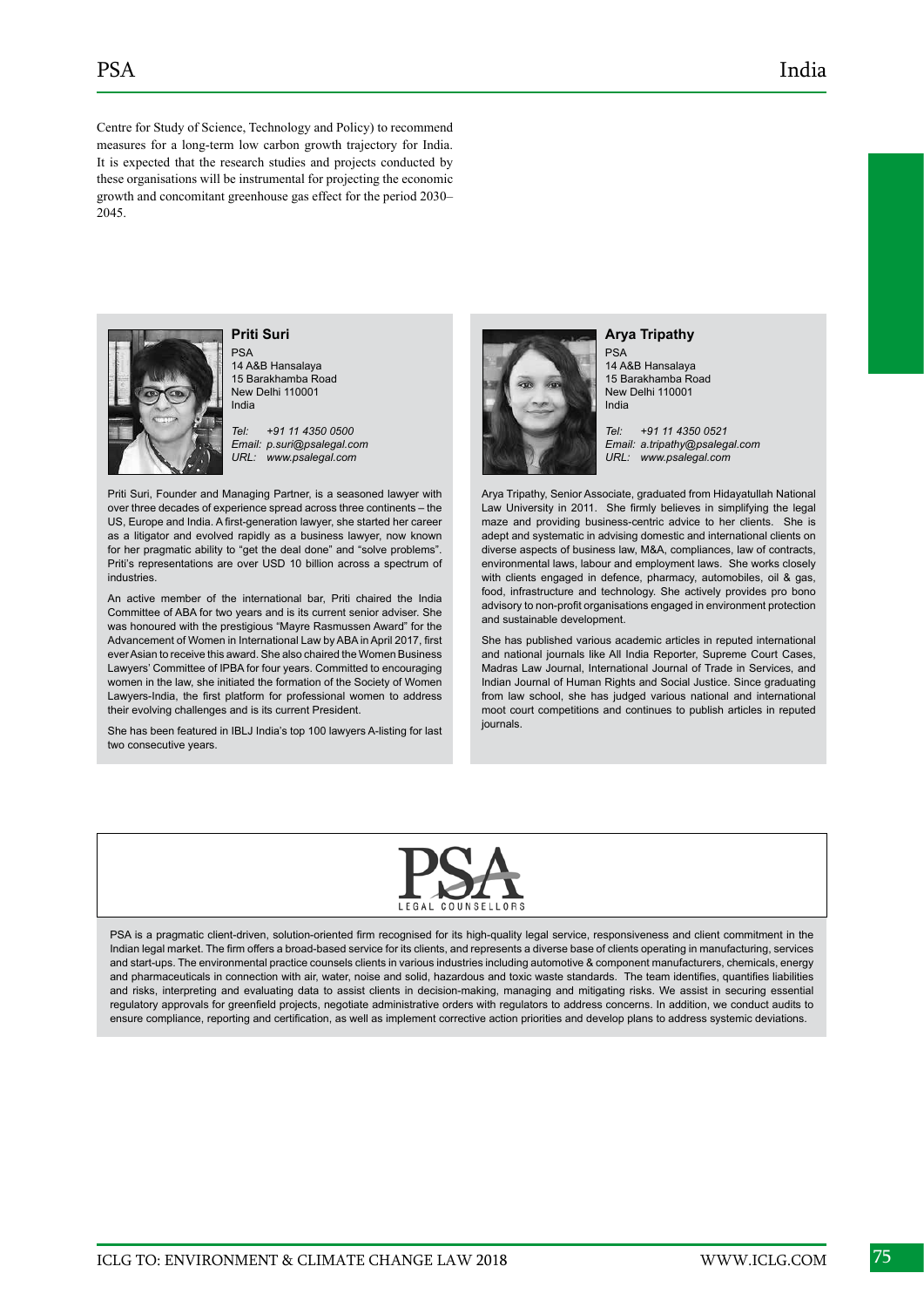Centre for Study of Science, Technology and Policy) to recommend measures for a long-term low carbon growth trajectory for India. It is expected that the research studies and projects conducted by these organisations will be instrumental for projecting the economic growth and concomitant greenhouse gas effect for the period 2030–2045.

### Priti Suri

PSA
14 A&B Hansalaya
15 Barakhamba Road
New Delhi 110001
India

*Tel: +91 11 4350 0500*
*Email: p.suri@psalegal.com*
*URL: www.psalegal.com*

Priti Suri, Founder and Managing Partner, is a seasoned lawyer with over three decades of experience spread across three continents – the US, Europe and India. A first-generation lawyer, she started her career as a litigator and evolved rapidly as a business lawyer, now known for her pragmatic ability to "get the deal done" and "solve problems". Priti's representations are over USD 10 billion across a spectrum of industries.

An active member of the international bar, Priti chaired the India Committee of ABA for two years and is its current senior adviser. She was honoured with the prestigious "Mayre Rasmussen Award" for the Advancement of Women in International Law by ABA in April 2017, first ever Asian to receive this award. She also chaired the Women Business Lawyers' Committee of IPBA for four years. Committed to encouraging women in the law, she initiated the formation of the Society of Women Lawyers-India, the first platform for professional women to address their evolving challenges and is its current President.

She has been featured in IBLJ India's top 100 lawyers A-listing for last two consecutive years.

### Arya Tripathy

PSA
14 A&B Hansalaya
15 Barakhamba Road
New Delhi 110001
India

*Tel: +91 11 4350 0521*
*Email: a.tripathy@psalegal.com*
*URL: www.psalegal.com*

Arya Tripathy, Senior Associate, graduated from Hidayatullah National Law University in 2011. She firmly believes in simplifying the legal maze and providing business-centric advice to her clients. She is adept and systematic in advising domestic and international clients on diverse aspects of business law, M&A, compliances, law of contracts, environmental laws, labour and employment laws. She works closely with clients engaged in defence, pharmacy, automobiles, oil & gas, food, infrastructure and technology. She actively provides pro bono advisory to non-profit organisations engaged in environment protection and sustainable development.

She has published various academic articles in reputed international and national journals like All India Reporter, Supreme Court Cases, Madras Law Journal, International Journal of Trade in Services, and Indian Journal of Human Rights and Social Justice. Since graduating from law school, she has judged various national and international moot court competitions and continues to publish articles in reputed journals.

**PSA**
LEGAL COUNSELLORS

PSA is a pragmatic client-driven, solution-oriented firm recognised for its high-quality legal service, responsiveness and client commitment in the Indian legal market. The firm offers a broad-based service for its clients, and represents a diverse base of clients operating in manufacturing, services and start-ups. The environmental practice counsels clients in various industries including automotive & component manufacturers, chemicals, energy and pharmaceuticals in connection with air, water, noise and solid, hazardous and toxic waste standards. The team identifies, quantifies liabilities and risks, interpreting and evaluating data to assist clients in decision-making, managing and mitigating risks. We assist in securing essential regulatory approvals for greenfield projects, negotiate administrative orders with regulators to address concerns. In addition, we conduct audits to ensure compliance, reporting and certification, as well as implement corrective action priorities and develop plans to address systemic deviations.